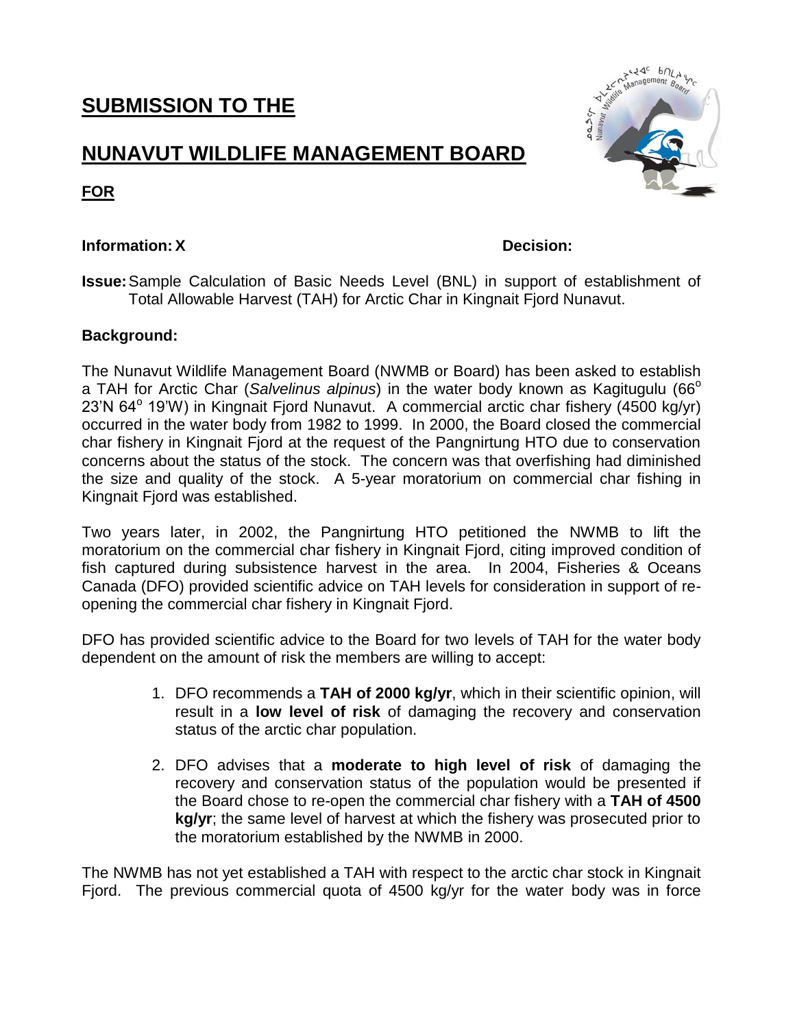# SUBMISSION TO THE

# NUNAVUT WILDLIFE MANAGEMENT BOARD

## FOR

**Information: X** **Decision:**

**Issue:** Sample Calculation of Basic Needs Level (BNL) in support of establishment of Total Allowable Harvest (TAH) for Arctic Char in Kingnait Fjord Nunavut.

**Background:**

The Nunavut Wildlife Management Board (NWMB or Board) has been asked to establish a TAH for Arctic Char (*Salvelinus alpinus*) in the water body known as Kagitugulu (66$^{o}$ 23'N 64$^{o}$ 19'W) in Kingnait Fjord Nunavut. A commercial arctic char fishery (4500 kg/yr) occurred in the water body from 1982 to 1999. In 2000, the Board closed the commercial char fishery in Kingnait Fjord at the request of the Pangnirtung HTO due to conservation concerns about the status of the stock. The concern was that overfishing had diminished the size and quality of the stock. A 5-year moratorium on commercial char fishing in Kingnait Fjord was established.

Two years later, in 2002, the Pangnirtung HTO petitioned the NWMB to lift the moratorium on the commercial char fishery in Kingnait Fjord, citing improved condition of fish captured during subsistence harvest in the area. In 2004, Fisheries & Oceans Canada (DFO) provided scientific advice on TAH levels for consideration in support of re-opening the commercial char fishery in Kingnait Fjord.

DFO has provided scientific advice to the Board for two levels of TAH for the water body dependent on the amount of risk the members are willing to accept:

1. DFO recommends a **TAH of 2000 kg/yr**, which in their scientific opinion, will result in a **low level of risk** of damaging the recovery and conservation status of the arctic char population.
2. DFO advises that a **moderate to high level of risk** of damaging the recovery and conservation status of the population would be presented if the Board chose to re-open the commercial char fishery with a **TAH of 4500 kg/yr**; the same level of harvest at which the fishery was prosecuted prior to the moratorium established by the NWMB in 2000.

The NWMB has not yet established a TAH with respect to the arctic char stock in Kingnait Fjord. The previous commercial quota of 4500 kg/yr for the water body was in force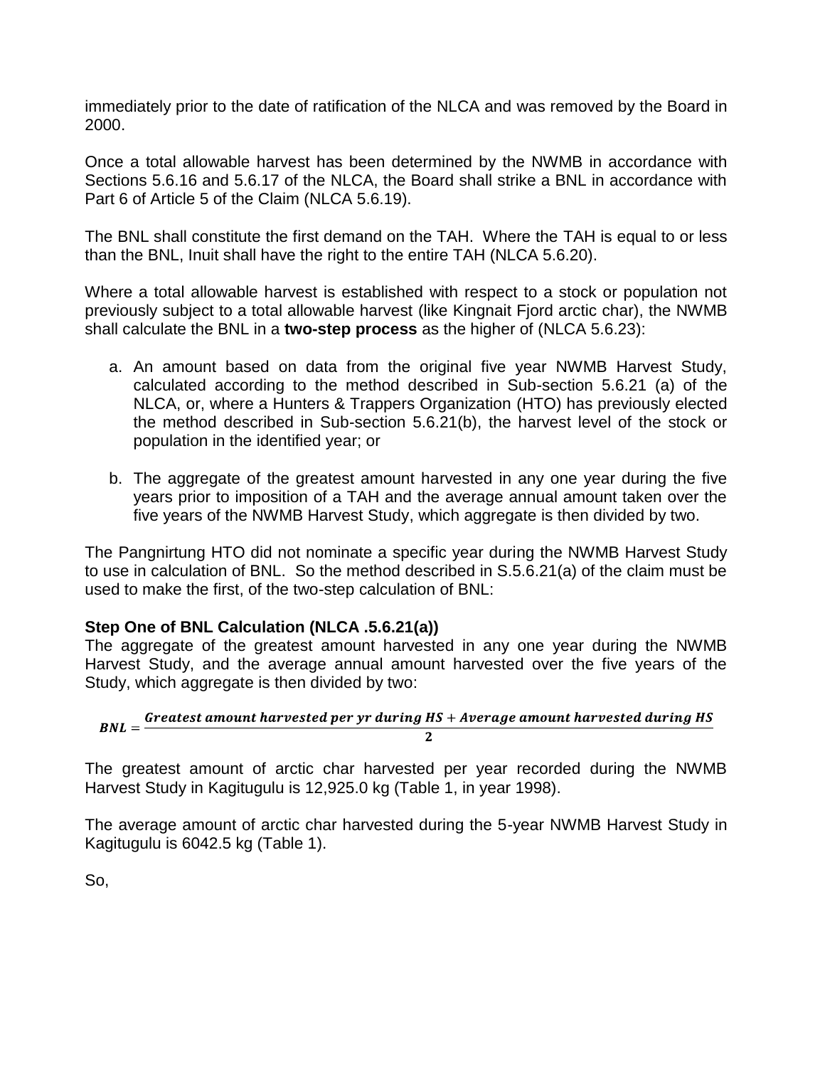immediately prior to the date of ratification of the NLCA and was removed by the Board in 2000.

Once a total allowable harvest has been determined by the NWMB in accordance with Sections 5.6.16 and 5.6.17 of the NLCA, the Board shall strike a BNL in accordance with Part 6 of Article 5 of the Claim (NLCA 5.6.19).

The BNL shall constitute the first demand on the TAH. Where the TAH is equal to or less than the BNL, Inuit shall have the right to the entire TAH (NLCA 5.6.20).

Where a total allowable harvest is established with respect to a stock or population not previously subject to a total allowable harvest (like Kingnait Fjord arctic char), the NWMB shall calculate the BNL in a **two-step process** as the higher of (NLCA 5.6.23):

a. An amount based on data from the original five year NWMB Harvest Study, calculated according to the method described in Sub-section 5.6.21 (a) of the NLCA, or, where a Hunters & Trappers Organization (HTO) has previously elected the method described in Sub-section 5.6.21(b), the harvest level of the stock or population in the identified year; or

b. The aggregate of the greatest amount harvested in any one year during the five years prior to imposition of a TAH and the average annual amount taken over the five years of the NWMB Harvest Study, which aggregate is then divided by two.

The Pangnirtung HTO did not nominate a specific year during the NWMB Harvest Study to use in calculation of BNL. So the method described in S.5.6.21(a) of the claim must be used to make the first, of the two-step calculation of BNL:

**Step One of BNL Calculation (NLCA .5.6.21(a))**

The aggregate of the greatest amount harvested in any one year during the NWMB Harvest Study, and the average annual amount harvested over the five years of the Study, which aggregate is then divided by two:

$$\boldsymbol{BNL} = \frac{\boldsymbol{Greatest\ amount\ harvested\ per\ yr\ during\ HS + Average\ amount\ harvested\ during\ HS}}{\mathbf{2}}$$

The greatest amount of arctic char harvested per year recorded during the NWMB Harvest Study in Kagitugulu is 12,925.0 kg (Table 1, in year 1998).

The average amount of arctic char harvested during the 5-year NWMB Harvest Study in Kagitugulu is 6042.5 kg (Table 1).

So,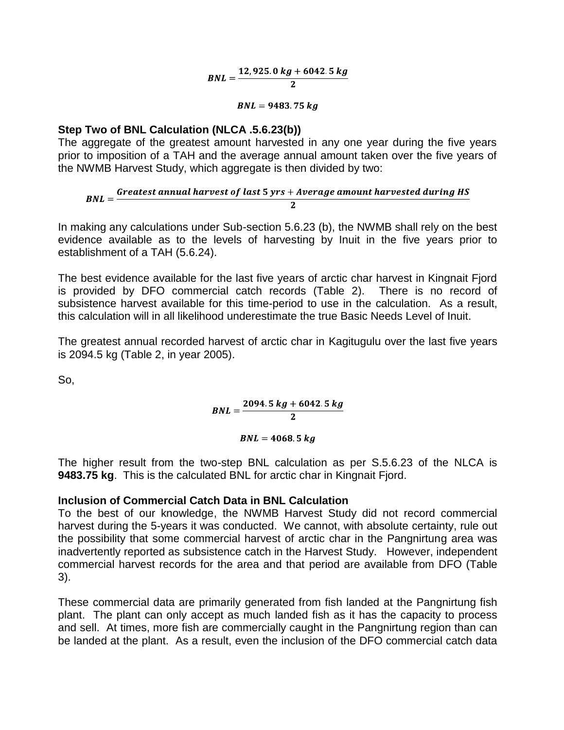$$BNL = \frac{12,925.0\ kg + 6042.5\ kg}{2}$$

$$BNL = 9483.75\ kg$$

**Step Two of BNL Calculation (NLCA .5.6.23(b))**

The aggregate of the greatest amount harvested in any one year during the five years prior to imposition of a TAH and the average annual amount taken over the five years of the NWMB Harvest Study, which aggregate is then divided by two:

$$BNL = \frac{Greatest\ annual\ harvest\ of\ last\ 5\ yrs + Average\ amount\ harvested\ during\ HS}{2}$$

In making any calculations under Sub-section 5.6.23 (b), the NWMB shall rely on the best evidence available as to the levels of harvesting by Inuit in the five years prior to establishment of a TAH (5.6.24).

The best evidence available for the last five years of arctic char harvest in Kingnait Fjord is provided by DFO commercial catch records (Table 2). There is no record of subsistence harvest available for this time-period to use in the calculation. As a result, this calculation will in all likelihood underestimate the true Basic Needs Level of Inuit.

The greatest annual recorded harvest of arctic char in Kagitugulu over the last five years is 2094.5 kg (Table 2, in year 2005).

So,

$$BNL = \frac{2094.5\ kg + 6042.5\ kg}{2}$$

$$BNL = 4068.5\ kg$$

The higher result from the two-step BNL calculation as per S.5.6.23 of the NLCA is **9483.75 kg**. This is the calculated BNL for arctic char in Kingnait Fjord.

**Inclusion of Commercial Catch Data in BNL Calculation**

To the best of our knowledge, the NWMB Harvest Study did not record commercial harvest during the 5-years it was conducted. We cannot, with absolute certainty, rule out the possibility that some commercial harvest of arctic char in the Pangnirtung area was inadvertently reported as subsistence catch in the Harvest Study. However, independent commercial harvest records for the area and that period are available from DFO (Table 3).

These commercial data are primarily generated from fish landed at the Pangnirtung fish plant. The plant can only accept as much landed fish as it has the capacity to process and sell. At times, more fish are commercially caught in the Pangnirtung region than can be landed at the plant. As a result, even the inclusion of the DFO commercial catch data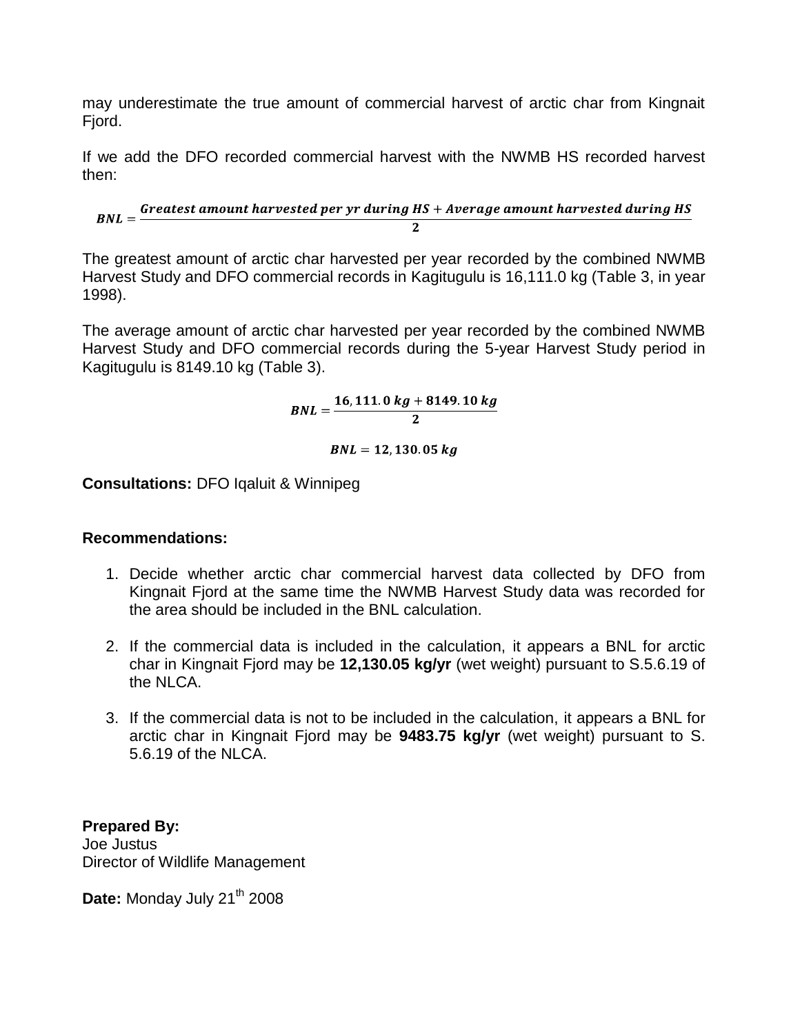may underestimate the true amount of commercial harvest of arctic char from Kingnait Fjord.

If we add the DFO recorded commercial harvest with the NWMB HS recorded harvest then:

$$\boldsymbol{BNL} = \frac{\boldsymbol{Greatest\ amount\ harvested\ per\ yr\ during\ HS + Average\ amount\ harvested\ during\ HS}}{\boldsymbol{2}}$$

The greatest amount of arctic char harvested per year recorded by the combined NWMB Harvest Study and DFO commercial records in Kagitugulu is 16,111.0 kg (Table 3, in year 1998).

The average amount of arctic char harvested per year recorded by the combined NWMB Harvest Study and DFO commercial records during the 5-year Harvest Study period in Kagitugulu is 8149.10 kg (Table 3).

$$\boldsymbol{BNL} = \frac{\boldsymbol{16,111.0\ kg + 8149.10\ kg}}{\boldsymbol{2}}$$

$$\boldsymbol{BNL = 12,130.05\ kg}$$

**Consultations:** DFO Iqaluit & Winnipeg

**Recommendations:**

1. Decide whether arctic char commercial harvest data collected by DFO from Kingnait Fjord at the same time the NWMB Harvest Study data was recorded for the area should be included in the BNL calculation.

2. If the commercial data is included in the calculation, it appears a BNL for arctic char in Kingnait Fjord may be **12,130.05 kg/yr** (wet weight) pursuant to S.5.6.19 of the NLCA.

3. If the commercial data is not to be included in the calculation, it appears a BNL for arctic char in Kingnait Fjord may be **9483.75 kg/yr** (wet weight) pursuant to S. 5.6.19 of the NLCA.

**Prepared By:**
Joe Justus
Director of Wildlife Management

**Date:** Monday July 21th 2008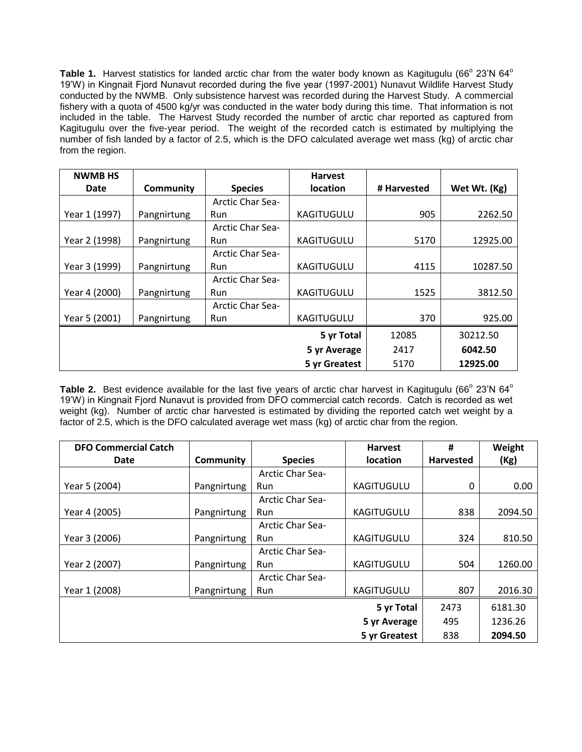**Table 1.** Harvest statistics for landed arctic char from the water body known as Kagitugulu (66° 23'N 64° 19'W) in Kingnait Fjord Nunavut recorded during the five year (1997-2001) Nunavut Wildlife Harvest Study conducted by the NWMB. Only subsistence harvest was recorded during the Harvest Study. A commercial fishery with a quota of 4500 kg/yr was conducted in the water body during this time. That information is not included in the table. The Harvest Study recorded the number of arctic char reported as captured from Kagitugulu over the five-year period. The weight of the recorded catch is estimated by multiplying the number of fish landed by a factor of 2.5, which is the DFO calculated average wet mass (kg) of arctic char from the region.

| NWMB HS Date | Community | Species | Harvest location | # Harvested | Wet Wt. (Kg) |
|---|---|---|---|---|---|
| Year 1 (1997) | Pangnirtung | Arctic Char Sea-Run | KAGITUGULU | 905 | 2262.50 |
| Year 2 (1998) | Pangnirtung | Arctic Char Sea-Run | KAGITUGULU | 5170 | 12925.00 |
| Year 3 (1999) | Pangnirtung | Arctic Char Sea-Run | KAGITUGULU | 4115 | 10287.50 |
| Year 4 (2000) | Pangnirtung | Arctic Char Sea-Run | KAGITUGULU | 1525 | 3812.50 |
| Year 5 (2001) | Pangnirtung | Arctic Char Sea-Run | KAGITUGULU | 370 | 925.00 |
| | | | **5 yr Total** | 12085 | 30212.50 |
| | | | **5 yr Average** | 2417 | **6042.50** |
| | | | **5 yr Greatest** | 5170 | **12925.00** |

**Table 2.** Best evidence available for the last five years of arctic char harvest in Kagitugulu (66° 23'N 64° 19'W) in Kingnait Fjord Nunavut is provided from DFO commercial catch records. Catch is recorded as wet weight (kg). Number of arctic char harvested is estimated by dividing the reported catch wet weight by a factor of 2.5, which is the DFO calculated average wet mass (kg) of arctic char from the region.

| DFO Commercial Catch Date | Community | Species | Harvest location | # Harvested | Weight (Kg) |
|---|---|---|---|---|---|
| Year 5 (2004) | Pangnirtung | Arctic Char Sea-Run | KAGITUGULU | 0 | 0.00 |
| Year 4 (2005) | Pangnirtung | Arctic Char Sea-Run | KAGITUGULU | 838 | 2094.50 |
| Year 3 (2006) | Pangnirtung | Arctic Char Sea-Run | KAGITUGULU | 324 | 810.50 |
| Year 2 (2007) | Pangnirtung | Arctic Char Sea-Run | KAGITUGULU | 504 | 1260.00 |
| Year 1 (2008) | Pangnirtung | Arctic Char Sea-Run | KAGITUGULU | 807 | 2016.30 |
| | | | **5 yr Total** | 2473 | 6181.30 |
| | | | **5 yr Average** | 495 | 1236.26 |
| | | | **5 yr Greatest** | 838 | **2094.50** |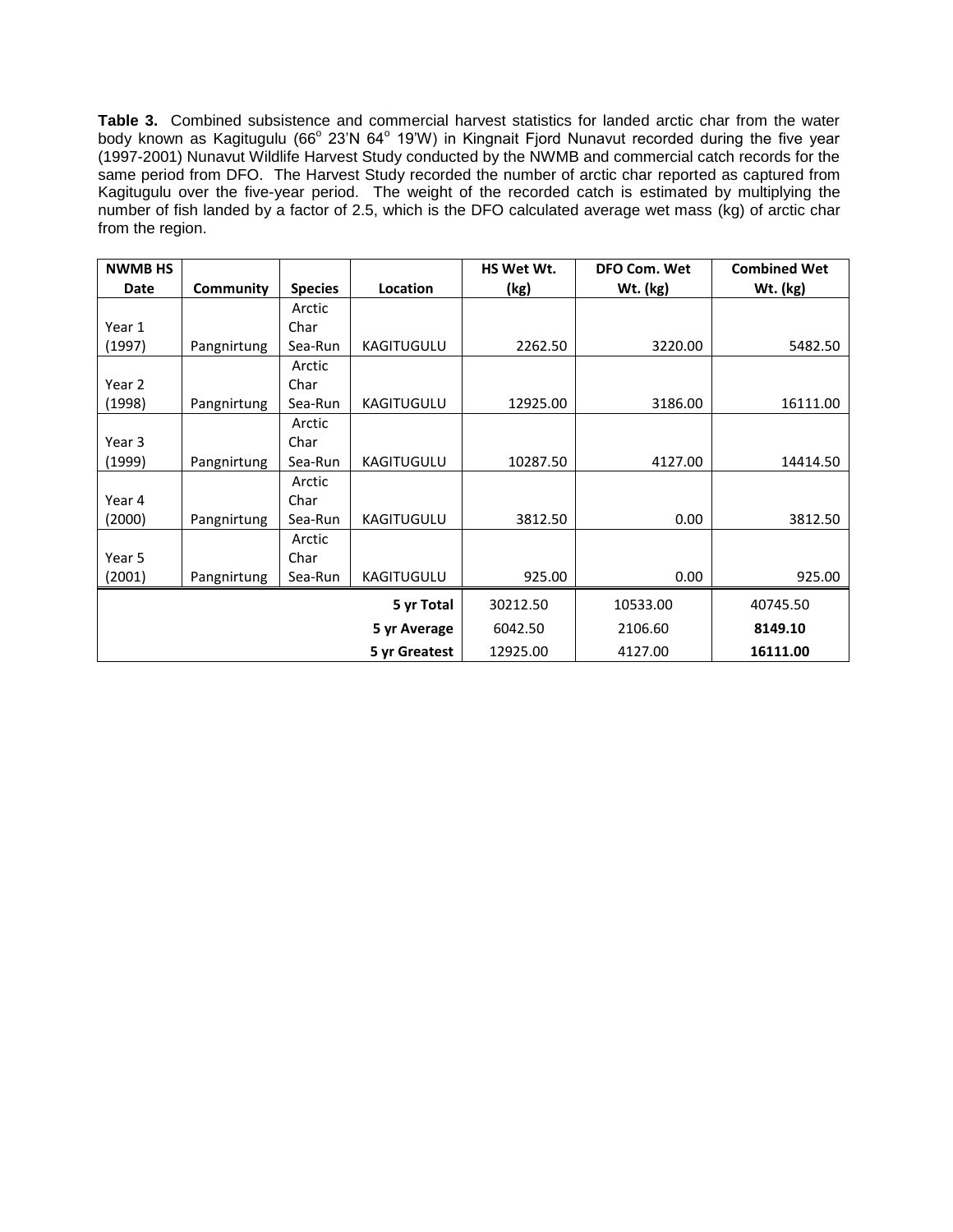**Table 3.** Combined subsistence and commercial harvest statistics for landed arctic char from the water body known as Kagitugulu (66° 23'N 64° 19'W) in Kingnait Fjord Nunavut recorded during the five year (1997-2001) Nunavut Wildlife Harvest Study conducted by the NWMB and commercial catch records for the same period from DFO. The Harvest Study recorded the number of arctic char reported as captured from Kagitugulu over the five-year period. The weight of the recorded catch is estimated by multiplying the number of fish landed by a factor of 2.5, which is the DFO calculated average wet mass (kg) of arctic char from the region.

| NWMB HS Date | Community | Species | Location | HS Wet Wt. (kg) | DFO Com. Wet Wt. (kg) | Combined Wet Wt. (kg) |
|---|---|---|---|---|---|---|
| Year 1 (1997) | Pangnirtung | Arctic Char Sea-Run | KAGITUGULU | 2262.50 | 3220.00 | 5482.50 |
| Year 2 (1998) | Pangnirtung | Arctic Char Sea-Run | KAGITUGULU | 12925.00 | 3186.00 | 16111.00 |
| Year 3 (1999) | Pangnirtung | Arctic Char Sea-Run | KAGITUGULU | 10287.50 | 4127.00 | 14414.50 |
| Year 4 (2000) | Pangnirtung | Arctic Char Sea-Run | KAGITUGULU | 3812.50 | 0.00 | 3812.50 |
| Year 5 (2001) | Pangnirtung | Arctic Char Sea-Run | KAGITUGULU | 925.00 | 0.00 | 925.00 |
| | | | **5 yr Total** | 30212.50 | 10533.00 | 40745.50 |
| | | | **5 yr Average** | 6042.50 | 2106.60 | **8149.10** |
| | | | **5 yr Greatest** | 12925.00 | 4127.00 | **16111.00** |